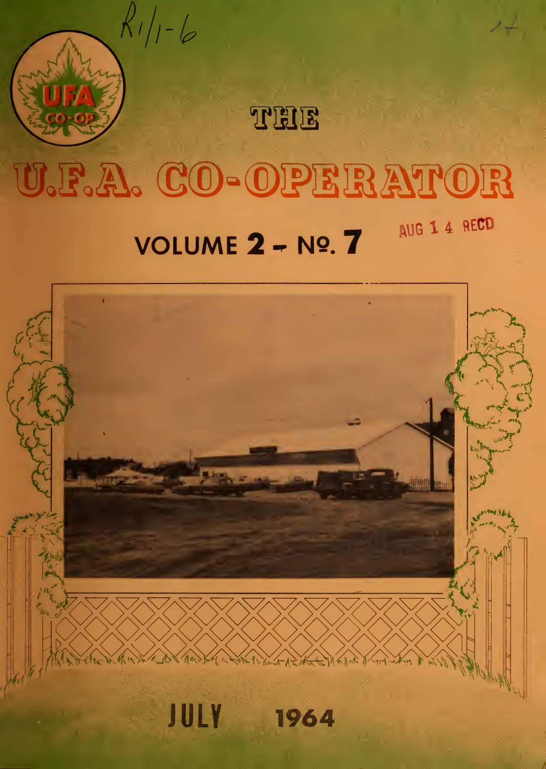R1/1-6

UFA CO-OP

# THE U.F.A. CO-OPERATOR

## VOLUME 2 - No. 7

AUG 14 RECD

JULY 1964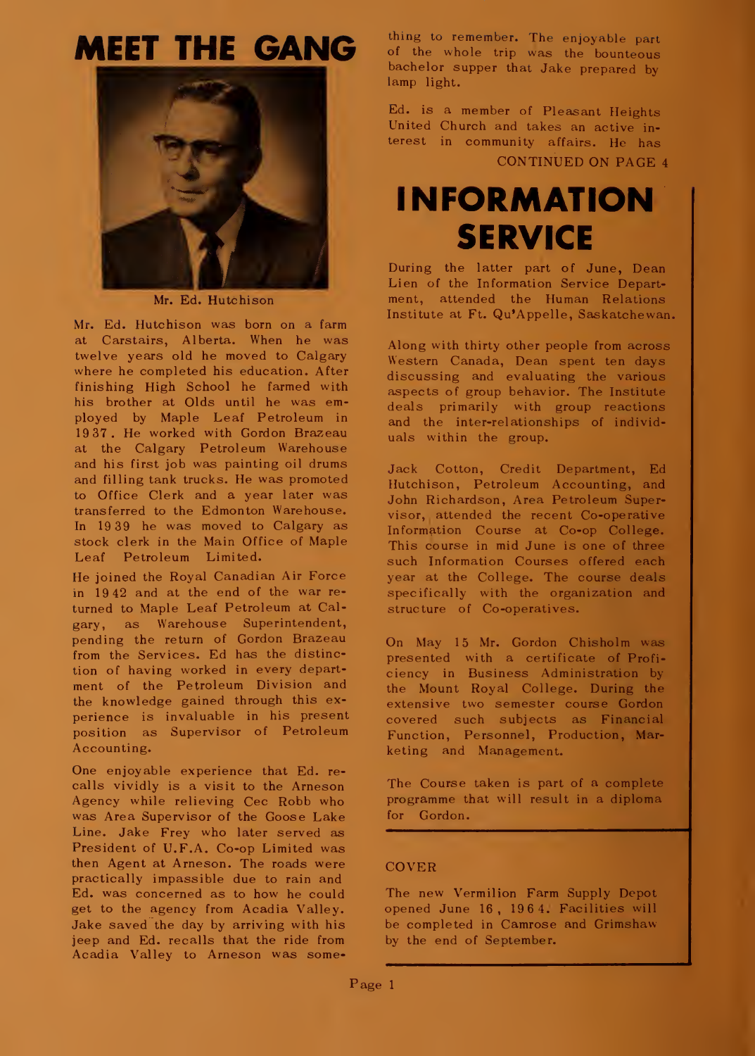# MEET THE GANG

Mr. Ed. Hutchison

Mr. Ed. Hutchison was born on a farm at Carstairs, Alberta. When he was twelve years old he moved to Calgary where he completed his education. After finishing High School he farmed with his brother at Olds until he was employed by Maple Leaf Petroleum in 1937. He worked with Gordon Brazeau at the Calgary Petroleum Warehouse and his first job was painting oil drums and filling tank trucks. He was promoted to Office Clerk and a year later was transferred to the Edmonton Warehouse. In 1939 he was moved to Calgary as stock clerk in the Main Office of Maple Leaf Petroleum Limited.

He joined the Royal Canadian Air Force in 1942 and at the end of the war returned to Maple Leaf Petroleum at Calgary, as Warehouse Superintendent, pending the return of Gordon Brazeau from the Services. Ed has the distinction of having worked in every department of the Petroleum Division and the knowledge gained through this experience is invaluable in his present position as Supervisor of Petroleum Accounting.

One enjoyable experience that Ed. recalls vividly is a visit to the Arneson Agency while relieving Cec Robb who was Area Supervisor of the Goose Lake Line. Jake Frey who later served as President of U.F.A. Co-op Limited was then Agent at Arneson. The roads were practically impassible due to rain and Ed. was concerned as to how he could get to the agency from Acadia Valley. Jake saved the day by arriving with his jeep and Ed. recalls that the ride from Acadia Valley to Arneson was something to remember. The enjoyable part of the whole trip was the bounteous bachelor supper that Jake prepared by lamp light.

Ed. is a member of Pleasant Heights United Church and takes an active interest in community affairs. He has

CONTINUED ON PAGE 4

# INFORMATION SERVICE

During the latter part of June, Dean Lien of the Information Service Department, attended the Human Relations Institute at Ft. Qu'Appelle, Saskatchewan.

Along with thirty other people from across Western Canada, Dean spent ten days discussing and evaluating the various aspects of group behavior. The Institute deals primarily with group reactions and the inter-relationships of individuals within the group.

Jack Cotton, Credit Department, Ed Hutchison, Petroleum Accounting, and John Richardson, Area Petroleum Supervisor, attended the recent Co-operative Information Course at Co-op College. This course in mid June is one of three such Information Courses offered each year at the College. The course deals specifically with the organization and structure of Co-operatives.

On May 15 Mr. Gordon Chisholm was presented with a certificate of Proficiency in Business Administration by the Mount Royal College. During the extensive two semester course Gordon covered such subjects as Financial Function, Personnel, Production, Marketing and Management.

The Course taken is part of a complete programme that will result in a diploma for Gordon.

## COVER

The new Vermilion Farm Supply Depot opened June 16, 1964. Facilities will be completed in Camrose and Grimshaw by the end of September.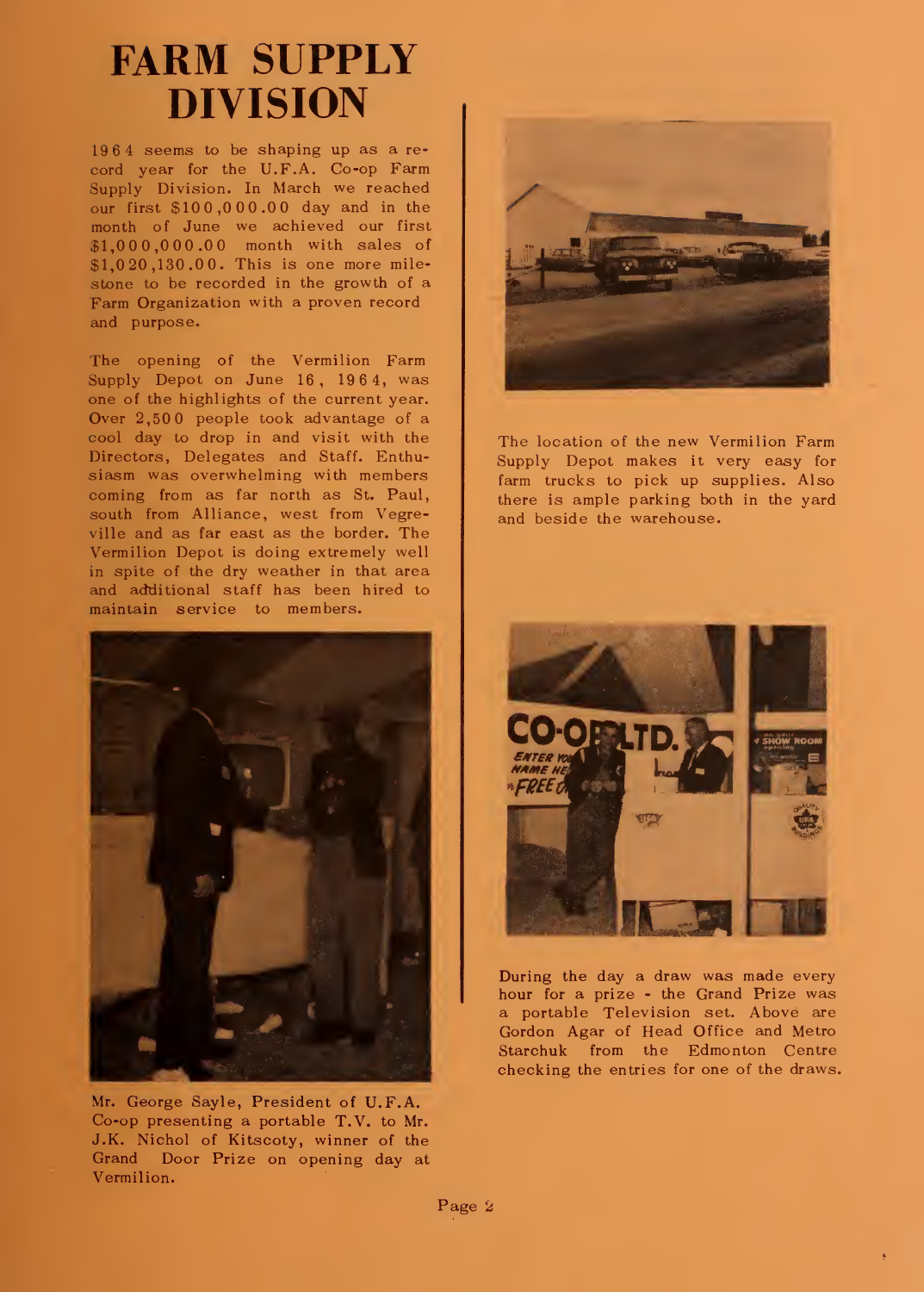# FARM SUPPLY DIVISION

1964 seems to be shaping up as a record year for the U.F.A. Co-op Farm Supply Division. In March we reached our first $100,000.00 day and in the month of June we achieved our first $1,000,000.00 month with sales of $1,020,130.00. This is one more milestone to be recorded in the growth of a Farm Organization with a proven record and purpose.

The opening of the Vermilion Farm Supply Depot on June 16, 1964, was one of the highlights of the current year. Over 2,500 people took advantage of a cool day to drop in and visit with the Directors, Delegates and Staff. Enthusiasm was overwhelming with members coming from as far north as St. Paul, south from Alliance, west from Vegreville and as far east as the border. The Vermilion Depot is doing extremely well in spite of the dry weather in that area and additional staff has been hired to maintain service to members.

Mr. George Sayle, President of U.F.A. Co-op presenting a portable T.V. to Mr. J.K. Nichol of Kitscoty, winner of the Grand Door Prize on opening day at Vermilion.

The location of the new Vermilion Farm Supply Depot makes it very easy for farm trucks to pick up supplies. Also there is ample parking both in the yard and beside the warehouse.

During the day a draw was made every hour for a prize - the Grand Prize was a portable Television set. Above are Gordon Agar of Head Office and Metro Starchuk from the Edmonton Centre checking the entries for one of the draws.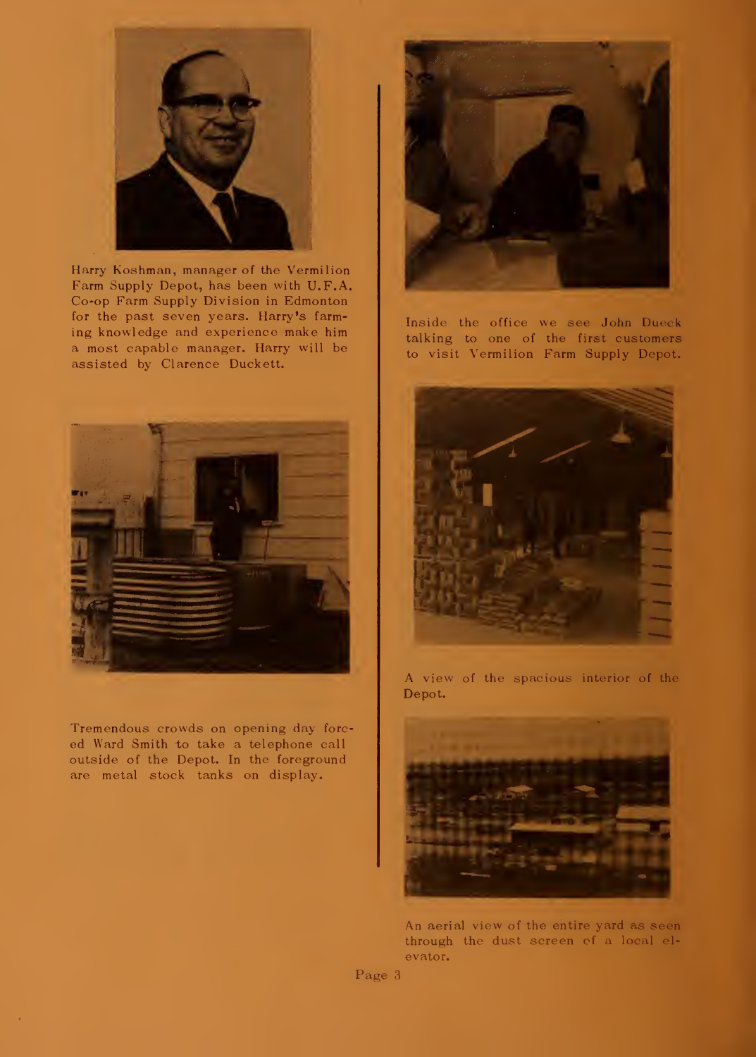Harry Koshman, manager of the Vermilion Farm Supply Depot, has been with U.F.A. Co-op Farm Supply Division in Edmonton for the past seven years. Harry's farming knowledge and experience make him a most capable manager. Harry will be assisted by Clarence Duckett.

Tremendous crowds on opening day forced Ward Smith to take a telephone call outside of the Depot. In the foreground are metal stock tanks on display.

Inside the office we see John Dueck talking to one of the first customers to visit Vermilion Farm Supply Depot.

A view of the spacious interior of the Depot.

An aerial view of the entire yard as seen through the dust screen of a local elevator.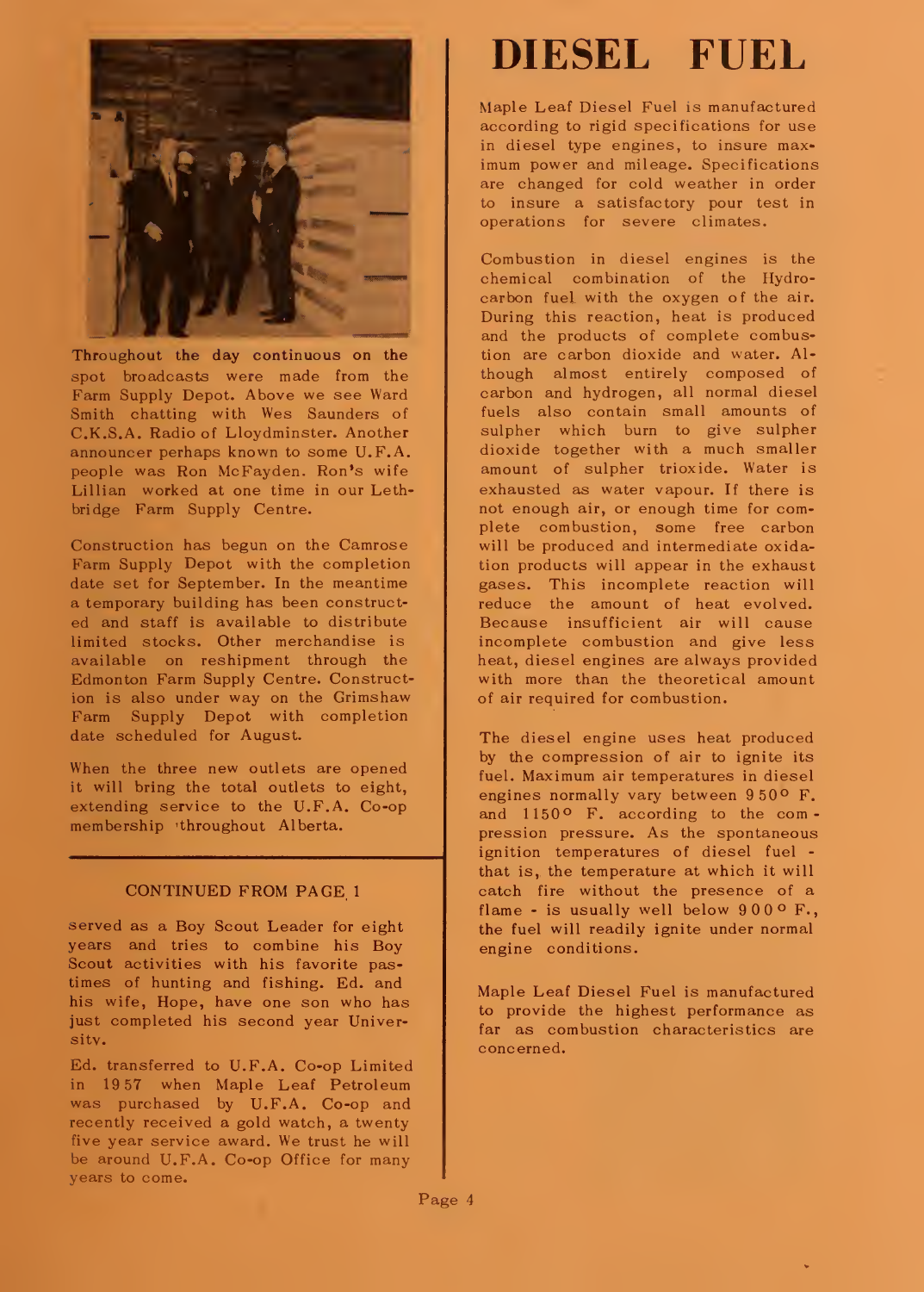Throughout the day continuous on the spot broadcasts were made from the Farm Supply Depot. Above we see Ward Smith chatting with Wes Saunders of C.K.S.A. Radio of Lloydminster. Another announcer perhaps known to some U.F.A. people was Ron McFayden. Ron's wife Lillian worked at one time in our Lethbridge Farm Supply Centre.

Construction has begun on the Camrose Farm Supply Depot with the completion date set for September. In the meantime a temporary building has been constructed and staff is available to distribute limited stocks. Other merchandise is available on reshipment through the Edmonton Farm Supply Centre. Construction is also under way on the Grimshaw Farm Supply Depot with completion date scheduled for August.

When the three new outlets are opened it will bring the total outlets to eight, extending service to the U.F.A. Co-op membership throughout Alberta.

CONTINUED FROM PAGE 1

served as a Boy Scout Leader for eight years and tries to combine his Boy Scout activities with his favorite pastimes of hunting and fishing. Ed. and his wife, Hope, have one son who has just completed his second year University.

Ed. transferred to U.F.A. Co-op Limited in 1957 when Maple Leaf Petroleum was purchased by U.F.A. Co-op and recently received a gold watch, a twenty five year service award. We trust he will be around U.F.A. Co-op Office for many years to come.

# DIESEL FUEL

Maple Leaf Diesel Fuel is manufactured according to rigid specifications for use in diesel type engines, to insure maximum power and mileage. Specifications are changed for cold weather in order to insure a satisfactory pour test in operations for severe climates.

Combustion in diesel engines is the chemical combination of the Hydrocarbon fuel with the oxygen of the air. During this reaction, heat is produced and the products of complete combustion are carbon dioxide and water. Although almost entirely composed of carbon and hydrogen, all normal diesel fuels also contain small amounts of sulpher which burn to give sulpher dioxide together with a much smaller amount of sulpher trioxide. Water is exhausted as water vapour. If there is not enough air, or enough time for complete combustion, some free carbon will be produced and intermediate oxidation products will appear in the exhaust gases. This incomplete reaction will reduce the amount of heat evolved. Because insufficient air will cause incomplete combustion and give less heat, diesel engines are always provided with more than the theoretical amount of air required for combustion.

The diesel engine uses heat produced by the compression of air to ignite its fuel. Maximum air temperatures in diesel engines normally vary between 950° F. and 1150° F. according to the compression pressure. As the spontaneous ignition temperatures of diesel fuel - that is, the temperature at which it will catch fire without the presence of a flame - is usually well below 900° F., the fuel will readily ignite under normal engine conditions.

Maple Leaf Diesel Fuel is manufactured to provide the highest performance as far as combustion characteristics are concerned.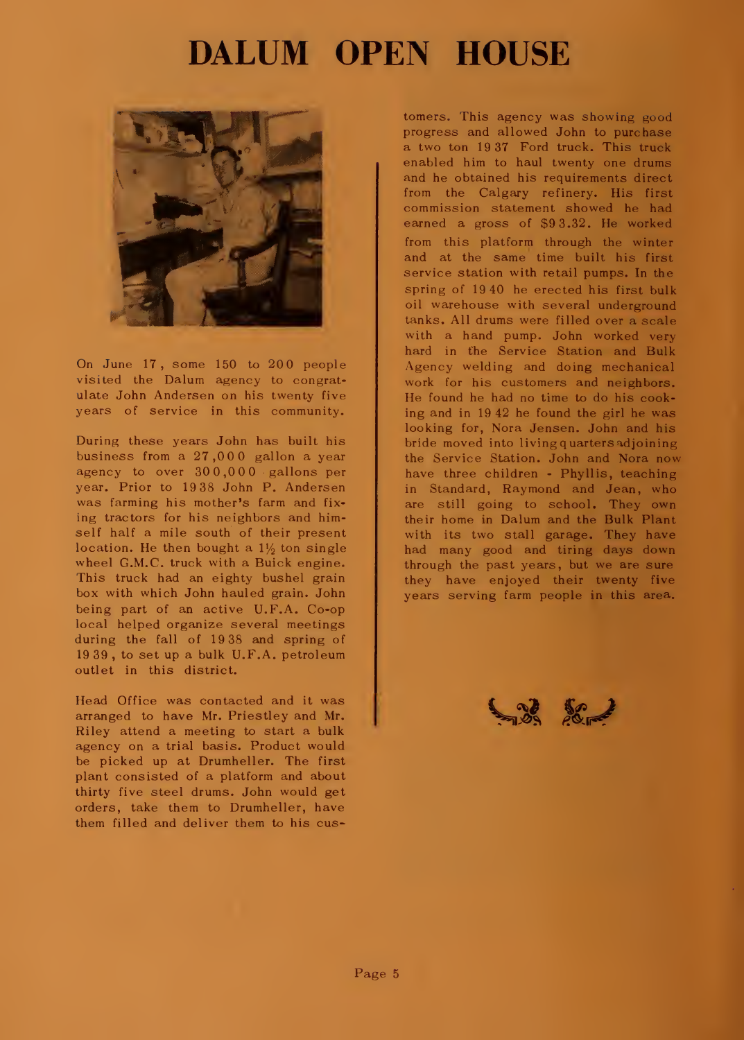# DALUM OPEN HOUSE

On June 17, some 150 to 200 people visited the Dalum agency to congratulate John Andersen on his twenty five years of service in this community.

During these years John has built his business from a 27,000 gallon a year agency to over 300,000 gallons per year. Prior to 1938 John P. Andersen was farming his mother's farm and fixing tractors for his neighbors and himself half a mile south of their present location. He then bought a 1½ ton single wheel G.M.C. truck with a Buick engine. This truck had an eighty bushel grain box with which John hauled grain. John being part of an active U.F.A. Co-op local helped organize several meetings during the fall of 1938 and spring of 1939, to set up a bulk U.F.A. petroleum outlet in this district.

Head Office was contacted and it was arranged to have Mr. Priestley and Mr. Riley attend a meeting to start a bulk agency on a trial basis. Product would be picked up at Drumheller. The first plant consisted of a platform and about thirty five steel drums. John would get orders, take them to Drumheller, have them filled and deliver them to his customers. This agency was showing good progress and allowed John to purchase a two ton 1937 Ford truck. This truck enabled him to haul twenty one drums and he obtained his requirements direct from the Calgary refinery. His first commission statement showed he had earned a gross of $93.32. He worked from this platform through the winter and at the same time built his first service station with retail pumps. In the spring of 1940 he erected his first bulk oil warehouse with several underground tanks. All drums were filled over a scale with a hand pump. John worked very hard in the Service Station and Bulk Agency welding and doing mechanical work for his customers and neighbors. He found he had no time to do his cooking and in 1942 he found the girl he was looking for, Nora Jensen. John and his bride moved into living quarters adjoining the Service Station. John and Nora now have three children - Phyllis, teaching in Standard, Raymond and Jean, who are still going to school. They own their home in Dalum and the Bulk Plant with its two stall garage. They have had many good and tiring days down through the past years, but we are sure they have enjoyed their twenty five years serving farm people in this area.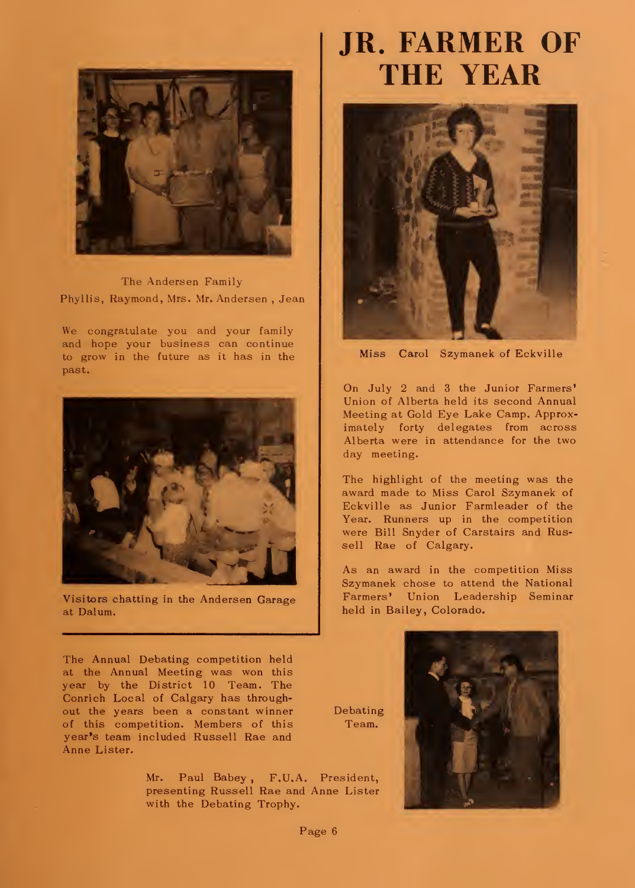The Andersen Family
Phyllis, Raymond, Mrs. Mr. Andersen , Jean

We congratulate you and your family and hope your business can continue to grow in the future as it has in the past.

Visitors chatting in the Andersen Garage at Dalum.

# JR. FARMER OF THE YEAR

Miss Carol Szymanek of Eckville

On July 2 and 3 the Junior Farmers' Union of Alberta held its second Annual Meeting at Gold Eye Lake Camp. Approximately forty delegates from across Alberta were in attendance for the two day meeting.

The highlight of the meeting was the award made to Miss Carol Szymanek of Eckville as Junior Farmleader of the Year. Runners up in the competition were Bill Snyder of Carstairs and Russell Rae of Calgary.

As an award in the competition Miss Szymanek chose to attend the National Farmers' Union Leadership Seminar held in Bailey, Colorado.

The Annual Debating competition held at the Annual Meeting was won this year by the District 10 Team. The Conrich Local of Calgary has throughout the years been a constant winner of this competition. Members of this year's team included Russell Rae and Anne Lister.

Debating Team.

Mr. Paul Babey, F.U.A. President, presenting Russell Rae and Anne Lister with the Debating Trophy.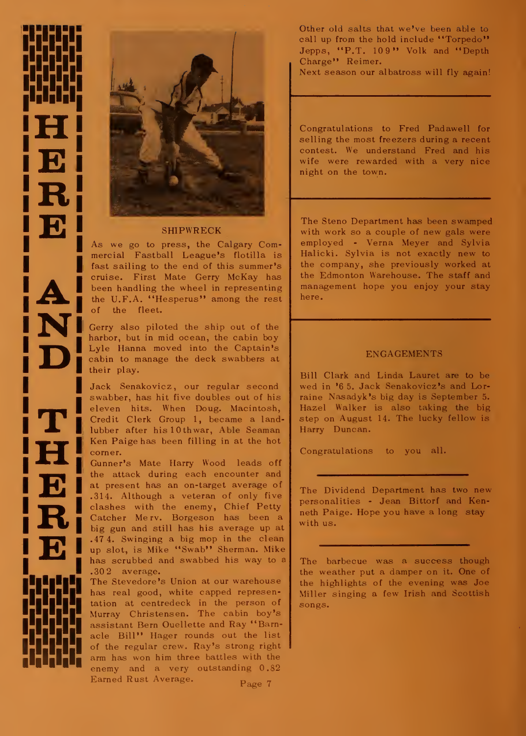# HERE AND THERE

## SHIPWRECK

As we go to press, the Calgary Commercial Fastball League's flotilla is fast sailing to the end of this summer's cruise. First Mate Gerry McKay has been handling the wheel in representing the U.F.A. "Hesperus" among the rest of the fleet.

Gerry also piloted the ship out of the harbor, but in mid ocean, the cabin boy Lyle Hanna moved into the Captain's cabin to manage the deck swabbers at their play.

Jack Senakovicz, our regular second swabber, has hit five doubles out of his eleven hits. When Doug. Macintosh, Credit Clerk Group 1, became a landlubber after his 10th war, Able Seaman Ken Paige has been filling in at the hot corner.

Gunner's Mate Harry Wood leads off the attack during each encounter and at present has an on-target average of .314. Although a veteran of only five clashes with the enemy, Chief Petty Catcher Merv. Borgeson has been a big gun and still has his average up at .474. Swinging a big mop in the clean up slot, is Mike "Swab" Sherman. Mike has scrubbed and swabbed his way to a .302 average.

The Stevedore's Union at our warehouse has real good, white capped representation at centredeck in the person of Murray Christensen. The cabin boy's assistant Bern Ouellette and Ray "Barnacle Bill" Hager rounds out the list of the regular crew. Ray's strong right arm has won him three battles with the enemy and a very outstanding 0.82 Earned Rust Average.

Other old salts that we've been able to call up from the hold include "Torpedo" Jepps, "P.T. 109" Volk and "Depth Charge" Reimer.

Next season our albatross will fly again!

---

Congratulations to Fred Padawell for selling the most freezers during a recent contest. We understand Fred and his wife were rewarded with a very nice night on the town.

---

The Steno Department has been swamped with work so a couple of new gals were employed - Verna Meyer and Sylvia Halicki. Sylvia is not exactly new to the company, she previously worked at the Edmonton Warehouse. The staff and management hope you enjoy your stay here.

---

## ENGAGEMENTS

Bill Clark and Linda Lauret are to be wed in '65. Jack Senakovicz's and Lorraine Nasadyk's big day is September 5. Hazel Walker is also taking the big step on August 14. The lucky fellow is Harry Duncan.

Congratulations to you all.

---

The Dividend Department has two new personalities - Jean Bittorf and Kenneth Paige. Hope you have a long stay with us.

---

The barbecue was a success though the weather put a damper on it. One of the highlights of the evening was Joe Miller singing a few Irish and Scottish songs.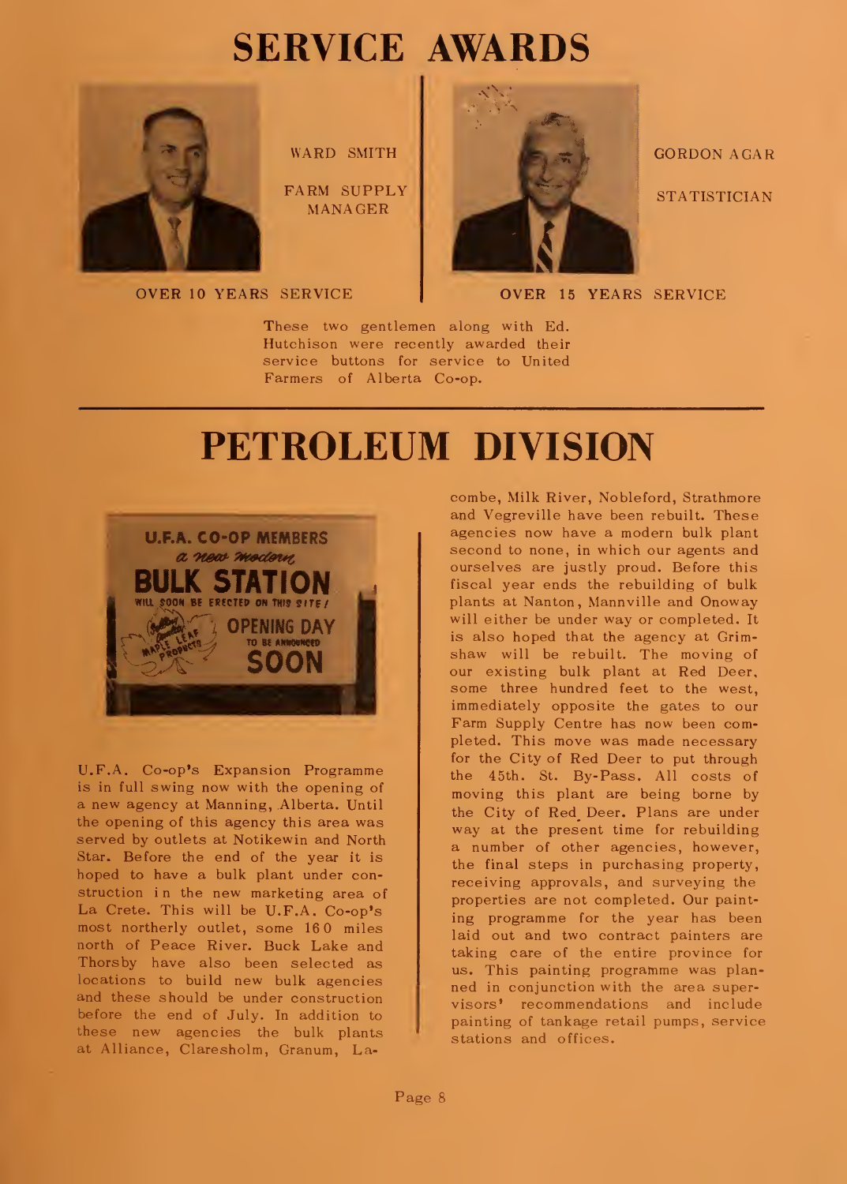# SERVICE AWARDS

WARD SMITH

FARM SUPPLY MANAGER

OVER 10 YEARS SERVICE

GORDON AGAR

STATISTICIAN

OVER 15 YEARS SERVICE

These two gentlemen along with Ed. Hutchison were recently awarded their service buttons for service to United Farmers of Alberta Co-op.

# PETROLEUM DIVISION

U.F.A. Co-op's Expansion Programme is in full swing now with the opening of a new agency at Manning, Alberta. Until the opening of this agency this area was served by outlets at Notikewin and North Star. Before the end of the year it is hoped to have a bulk plant under construction in the new marketing area of La Crete. This will be U.F.A. Co-op's most northerly outlet, some 160 miles north of Peace River. Buck Lake and Thorsby have also been selected as locations to build new bulk agencies and these should be under construction before the end of July. In addition to these new agencies the bulk plants at Alliance, Claresholm, Granum, Lacombe, Milk River, Nobleford, Strathmore and Vegreville have been rebuilt. These agencies now have a modern bulk plant second to none, in which our agents and ourselves are justly proud. Before this fiscal year ends the rebuilding of bulk plants at Nanton, Mannville and Onoway will either be under way or completed. It is also hoped that the agency at Grimshaw will be rebuilt. The moving of our existing bulk plant at Red Deer, some three hundred feet to the west, immediately opposite the gates to our Farm Supply Centre has now been completed. This move was made necessary for the City of Red Deer to put through the 45th. St. By-Pass. All costs of moving this plant are being borne by the City of Red Deer. Plans are under way at the present time for rebuilding a number of other agencies, however, the final steps in purchasing property, receiving approvals, and surveying the properties are not completed. Our painting programme for the year has been laid out and two contract painters are taking care of the entire province for us. This painting programme was planned in conjunction with the area supervisors' recommendations and include painting of tankage retail pumps, service stations and offices.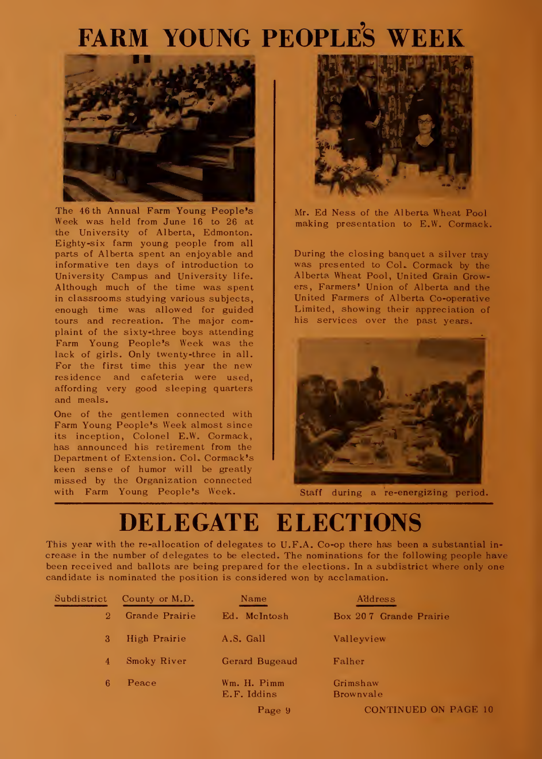# FARM YOUNG PEOPLE'S WEEK

The 46th Annual Farm Young People's Week was held from June 16 to 26 at the University of Alberta, Edmonton. Eighty-six farm young people from all parts of Alberta spent an enjoyable and informative ten days of introduction to University Campus and University life. Although much of the time was spent in classrooms studying various subjects, enough time was allowed for guided tours and recreation. The major complaint of the sixty-three boys attending Farm Young People's Week was the lack of girls. Only twenty-three in all. For the first time this year the new residence and cafeteria were used, affording very good sleeping quarters and meals.

One of the gentlemen connected with Farm Young People's Week almost since its inception, Colonel E.W. Cormack, has announced his retirement from the Department of Extension. Col. Cormack's keen sense of humor will be greatly missed by the Organization connected with Farm Young People's Week.

Mr. Ed Ness of the Alberta Wheat Pool making presentation to E.W. Cormack.

During the closing banquet a silver tray was presented to Col. Cormack by the Alberta Wheat Pool, United Grain Growers, Farmers' Union of Alberta and the United Farmers of Alberta Co-operative Limited, showing their appreciation of his services over the past years.

Staff during a re-energizing period.

# DELEGATE ELECTIONS

This year with the re-allocation of delegates to U.F.A. Co-op there has been a substantial increase in the number of delegates to be elected. The nominations for the following people have been received and ballots are being prepared for the elections. In a subdistrict where only one candidate is nominated the position is considered won by acclamation.

| Subdistrict | County or M.D. | Name | Address |
|---|---|---|---|
| 2 | Grande Prairie | Ed. McIntosh | Box 207 Grande Prairie |
| 3 | High Prairie | A.S. Gall | Valleyview |
| 4 | Smoky River | Gerard Bugeaud | Falher |
| 6 | Peace | Wm. H. Pimm<br>E.F. Iddins | Grimshaw<br>Brownvale |

CONTINUED ON PAGE 10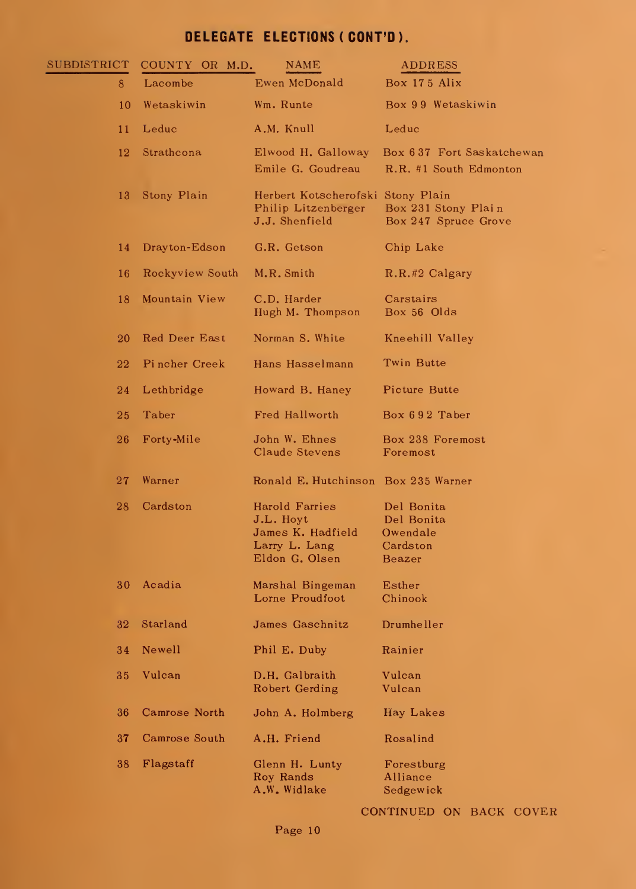## DELEGATE ELECTIONS (CONT'D).

| SUBDISTRICT | COUNTY OR M.D. | NAME | ADDRESS |
|---|---|---|---|
| 8 | Lacombe | Ewen McDonald | Box 175 Alix |
| 10 | Wetaskiwin | Wm. Runte | Box 99 Wetaskiwin |
| 11 | Leduc | A.M. Knull | Leduc |
| 12 | Strathcona | Elwood H. Galloway | Box 637 Fort Saskatchewan |
| | | Emile G. Goudreau | R.R. #1 South Edmonton |
| 13 | Stony Plain | Herbert Kotscherofski | Stony Plain |
| | | Philip Litzenberger | Box 231 Stony Plain |
| | | J.J. Shenfield | Box 247 Spruce Grove |
| 14 | Drayton-Edson | G.R. Getson | Chip Lake |
| 16 | Rockyview South | M.R. Smith | R.R.#2 Calgary |
| 18 | Mountain View | C.D. Harder | Carstairs |
| | | Hugh M. Thompson | Box 56 Olds |
| 20 | Red Deer East | Norman S. White | Kneehill Valley |
| 22 | Pincher Creek | Hans Hasselmann | Twin Butte |
| 24 | Lethbridge | Howard B. Haney | Picture Butte |
| 25 | Taber | Fred Hallworth | Box 692 Taber |
| 26 | Forty-Mile | John W. Ehnes | Box 238 Foremost |
| | | Claude Stevens | Foremost |
| 27 | Warner | Ronald E. Hutchinson | Box 235 Warner |
| 28 | Cardston | Harold Farries | Del Bonita |
| | | J.L. Hoyt | Del Bonita |
| | | James K. Hadfield | Owendale |
| | | Larry L. Lang | Cardston |
| | | Eldon G. Olsen | Beazer |
| 30 | Acadia | Marshal Bingeman | Esther |
| | | Lorne Proudfoot | Chinook |
| 32 | Starland | James Gaschnitz | Drumheller |
| 34 | Newell | Phil E. Duby | Rainier |
| 35 | Vulcan | D.H. Galbraith | Vulcan |
| | | Robert Gerding | Vulcan |
| 36 | Camrose North | John A. Holmberg | Hay Lakes |
| 37 | Camrose South | A.H. Friend | Rosalind |
| 38 | Flagstaff | Glenn H. Lunty | Forestburg |
| | | Roy Rands | Alliance |
| | | A.W. Widlake | Sedgewick |

CONTINUED ON BACK COVER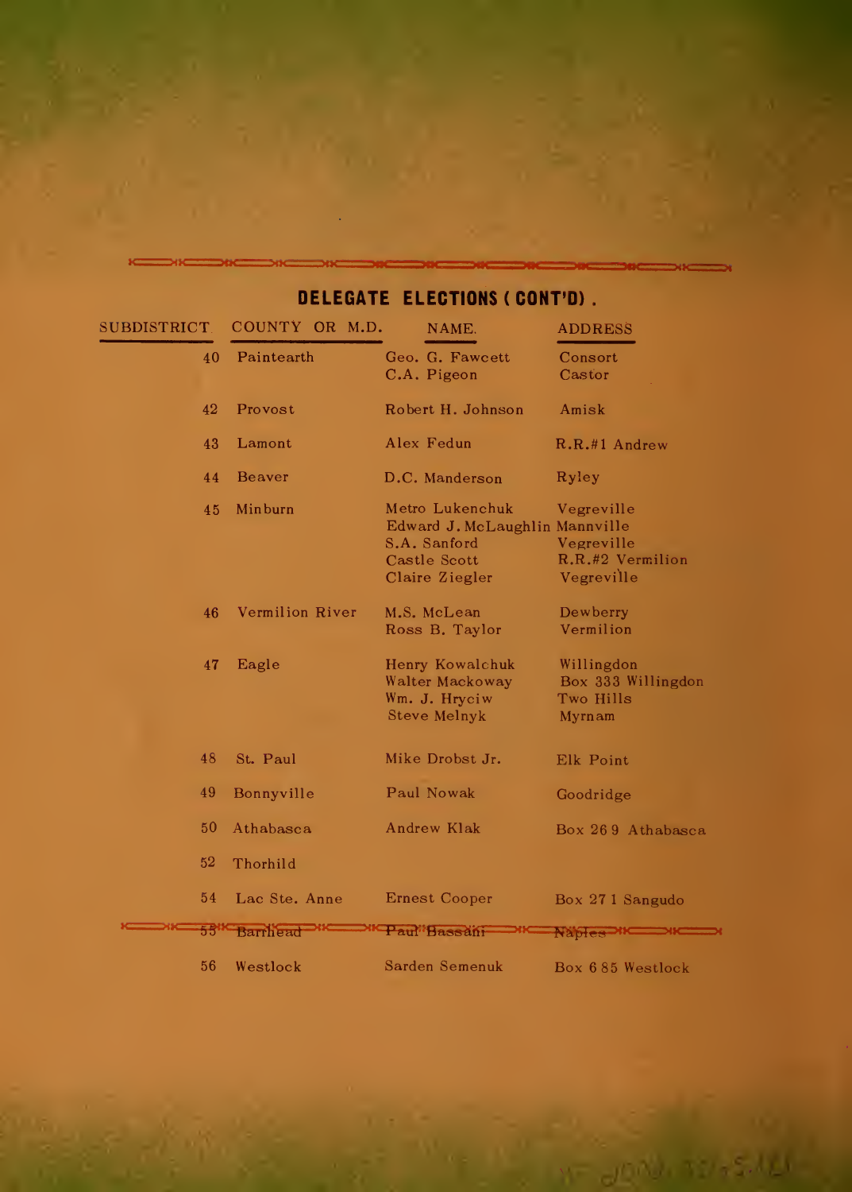## DELEGATE ELECTIONS (CONT'D).

| SUBDISTRICT | COUNTY OR M.D. | NAME | ADDRESS |
|---|---|---|---|
| 40 | Paintearth | Geo. G. Fawcett | Consort |
| | | C.A. Pigeon | Castor |
| 42 | Provost | Robert H. Johnson | Amisk |
| 43 | Lamont | Alex Fedun | R.R.#1 Andrew |
| 44 | Beaver | D.C. Manderson | Ryley |
| 45 | Minburn | Metro Lukenchuk | Vegreville |
| | | Edward J. McLaughlin | Mannville |
| | | S.A. Sanford | Vegreville |
| | | Castle Scott | R.R.#2 Vermilion |
| | | Claire Ziegler | Vegreville |
| 46 | Vermilion River | M.S. McLean | Dewberry |
| | | Ross B. Taylor | Vermilion |
| 47 | Eagle | Henry Kowalchuk | Willingdon |
| | | Walter Mackoway | Box 333 Willingdon |
| | | Wm. J. Hryciw | Two Hills |
| | | Steve Melnyk | Myrnam |
| 48 | St. Paul | Mike Drobst Jr. | Elk Point |
| 49 | Bonnyville | Paul Nowak | Goodridge |
| 50 | Athabasca | Andrew Klak | Box 269 Athabasca |
| 52 | Thorhild | | |
| 54 | Lac Ste. Anne | Ernest Cooper | Box 271 Sangudo |
| 55 | Barrhead | Paul Bassani | Naples |
| 56 | Westlock | Sarden Semenuk | Box 685 Westlock |